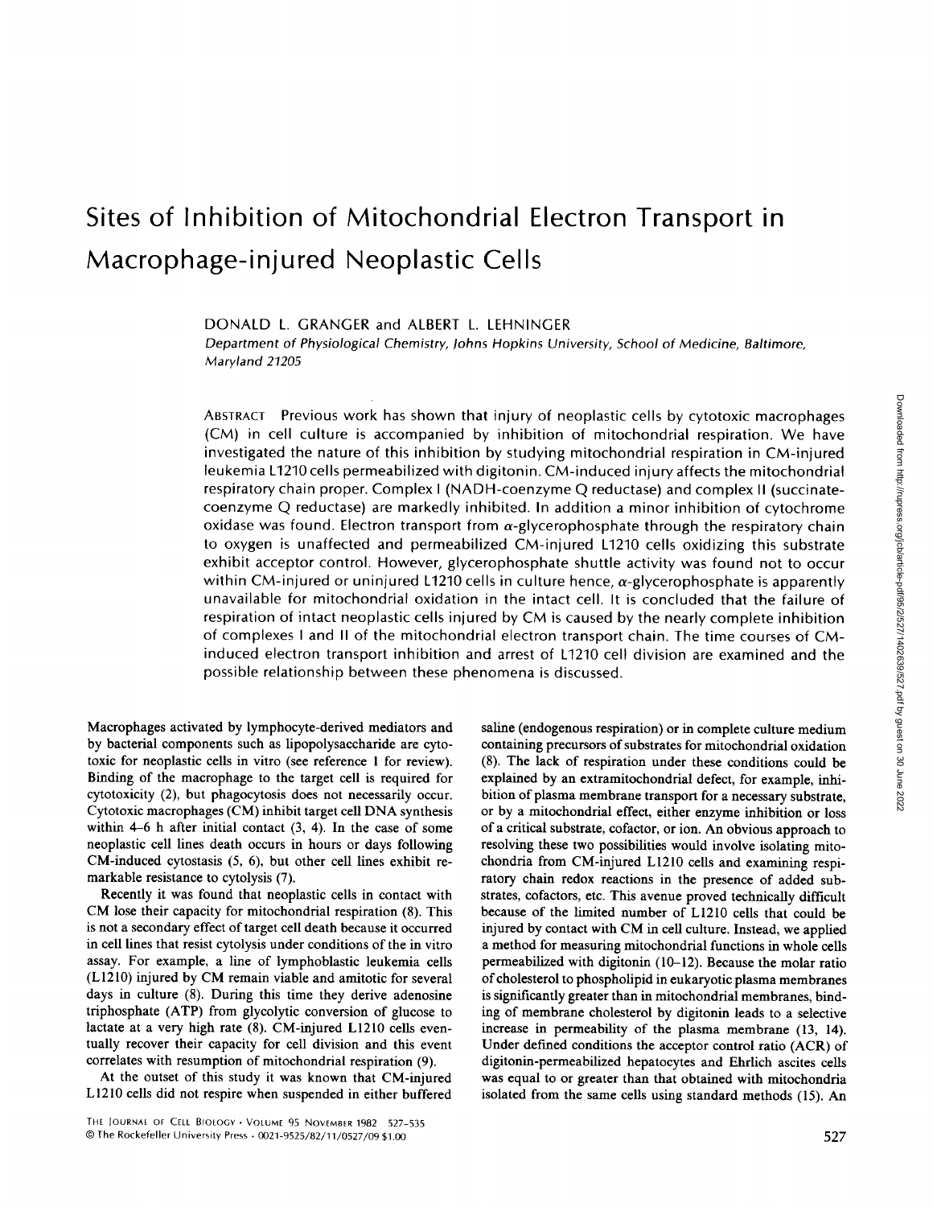# Sites of Inhibition of Mitochondrial Electron Transport in Macrophage-injured Neoplastic Cells

DONALD L. GRANGER and ALBERT L. LEHNINGER

Department of Physiological Chemistry, Johns Hopkins University, School of Medicine, Baltimore, Maryland 21205

ABSTRACT Previous work has shown that injury of neoplastic cells by cytotoxic macrophages (CM) in cell culture is accompanied by inhibition of mitochondrial respiration. We have investigated the nature of this inhibition by studying mitochondrial respiration in CM-injured leukemia L1210 cells permeabilized with digitonin. CM-induced injury affects the mitochondrial respiratory chain proper. Complex I (NADH-coenzyme Q reductase) and complex II (succinate-coenzyme Q reductase) are markedly inhibited. In addition a minor inhibition of cytochrome oxidase was found. Electron transport from α-glycerophosphate through the respiratory chain to oxygen is unaffected and permeabilized CM-injured L1210 cells oxidizing this substrate exhibit acceptor control. However, glycerophosphate shuttle activity was found not to occur within CM-injured or uninjured L1210 cells in culture hence, α-glycerophosphate is apparently unavailable for mitochondrial oxidation in the intact cell. It is concluded that the failure of respiration of intact neoplastic cells injured by CM is caused by the nearly complete inhibition of complexes I and II of the mitochondrial electron transport chain. The time courses of CM-induced electron transport inhibition and arrest of L1210 cell division are examined and the possible relationship between these phenomena is discussed.

Macrophages activated by lymphocyte-derived mediators and by bacterial components such as lipopolysaccharide are cytotoxic for neoplastic cells in vitro (see reference 1 for review). Binding of the macrophage to the target cell is required for cytotoxicity (2), but phagocytosis does not necessarily occur. Cytotoxic macrophages (CM) inhibit target cell DNA synthesis within 4–6 h after initial contact (3, 4). In the case of some neoplastic cell lines death occurs in hours or days following CM-induced cytostasis (5, 6), but other cell lines exhibit remarkable resistance to cytolysis (7).

Recently it was found that neoplastic cells in contact with CM lose their capacity for mitochondrial respiration (8). This is not a secondary effect of target cell death because it occurred in cell lines that resist cytolysis under conditions of the in vitro assay. For example, a line of lymphoblastic leukemia cells (L1210) injured by CM remain viable and amitotic for several days in culture (8). During this time they derive adenosine triphosphate (ATP) from glycolytic conversion of glucose to lactate at a very high rate (8). CM-injured L1210 cells eventually recover their capacity for cell division and this event correlates with resumption of mitochondrial respiration (9).

At the outset of this study it was known that CM-injured L1210 cells did not respire when suspended in either buffered saline (endogenous respiration) or in complete culture medium containing precursors of substrates for mitochondrial oxidation (8). The lack of respiration under these conditions could be explained by an extramitochondrial defect, for example, inhibition of plasma membrane transport for a necessary substrate, or by a mitochondrial effect, either enzyme inhibition or loss of a critical substrate, cofactor, or ion. An obvious approach to resolving these two possibilities would involve isolating mitochondria from CM-injured L1210 cells and examining respiratory chain redox reactions in the presence of added substrates, cofactors, etc. This avenue proved technically difficult because of the limited number of L1210 cells that could be injured by contact with CM in cell culture. Instead, we applied a method for measuring mitochondrial functions in whole cells permeabilized with digitonin (10–12). Because the molar ratio of cholesterol to phospholipid in eukaryotic plasma membranes is significantly greater than in mitochondrial membranes, binding of membrane cholesterol by digitonin leads to a selective increase in permeability of the plasma membrane (13, 14). Under defined conditions the acceptor control ratio (ACR) of digitonin-permeabilized hepatocytes and Ehrlich ascites cells was equal to or greater than that obtained with mitochondria isolated from the same cells using standard methods (15). An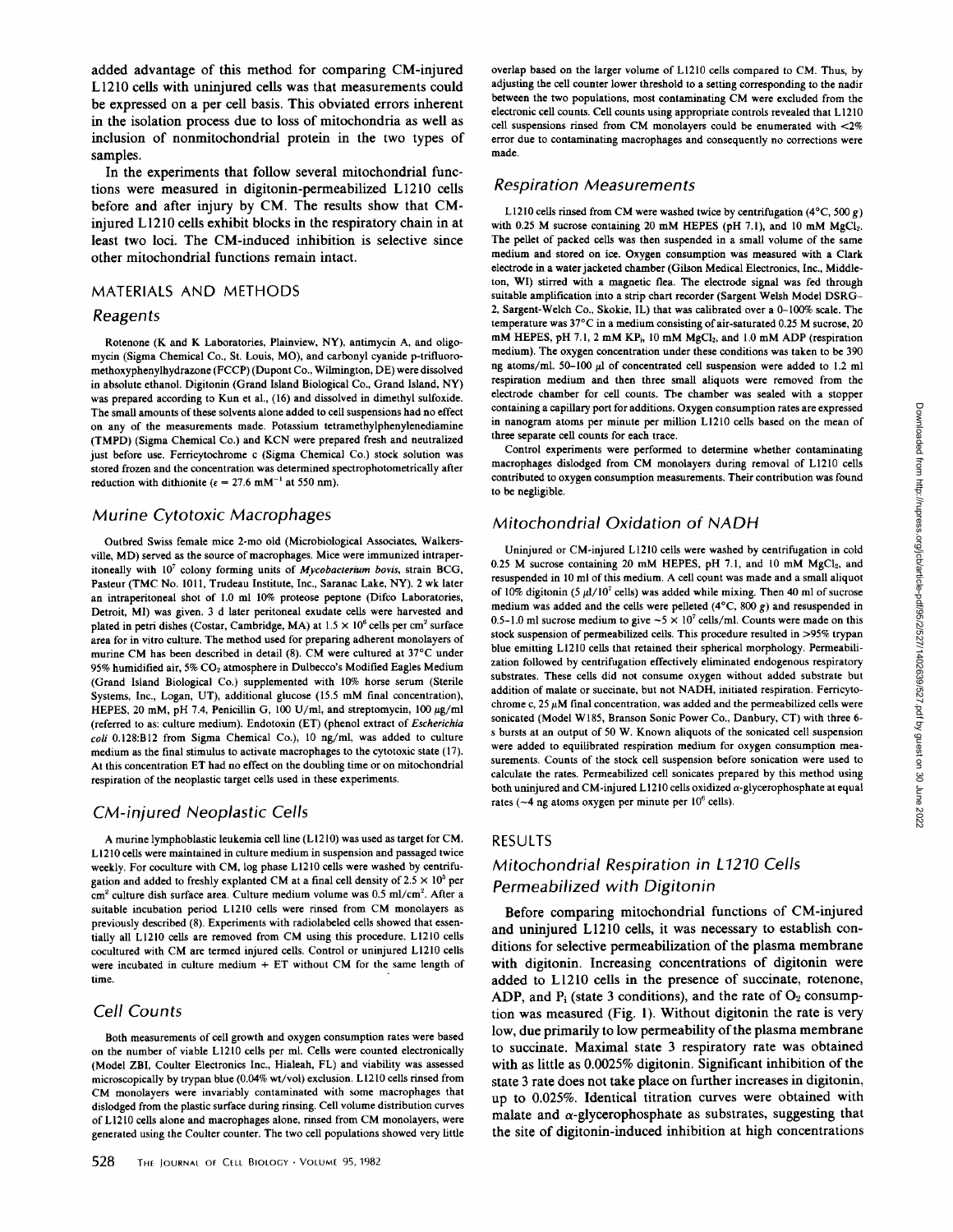added advantage of this method for comparing CM-injured L1210 cells with uninjured cells was that measurements could be expressed on a per cell basis. This obviated errors inherent in the isolation process due to loss of mitochondria as well as inclusion of nonmitochondrial protein in the two types of samples.

In the experiments that follow several mitochondrial functions were measured in digitonin-permeabilized L1210 cells before and after injury by CM. The results show that CM-injured L1210 cells exhibit blocks in the respiratory chain in at least two loci. The CM-induced inhibition is selective since other mitochondrial functions remain intact.

## MATERIALS AND METHODS

### Reagents

Rotenone (K and K Laboratories, Plainview, NY), antimycin A, and oligomycin (Sigma Chemical Co., St. Louis, MO), and carbonyl cyanide p-trifluoromethoxyphenylhydrazone (FCCP) (Dupont Co., Wilmington, DE) were dissolved in absolute ethanol. Digitonin (Grand Island Biological Co., Grand Island, NY) was prepared according to Kun et al., (16) and dissolved in dimethyl sulfoxide. The small amounts of these solvents alone added to cell suspensions had no effect on any of the measurements made. Potassium tetramethylphenylenediamine (TMPD) (Sigma Chemical Co.) and KCN were prepared fresh and neutralized just before use. Ferricytochrome c (Sigma Chemical Co.) stock solution was stored frozen and the concentration was determined spectrophotometrically after reduction with dithionite ($\epsilon = 27.6\ mM^{-1}$ at 550 nm).

### Murine Cytotoxic Macrophages

Outbred Swiss female mice 2-mo old (Microbiological Associates, Walkersville, MD) served as the source of macrophages. Mice were immunized intraperitoneally with $10^7$ colony forming units of *Mycobacterium bovis*, strain BCG, Pasteur (TMC No. 1011, Trudeau Institute, Inc., Saranac Lake, NY). 2 wk later an intraperitoneal shot of 1.0 ml 10% proteose peptone (Difco Laboratories, Detroit, MI) was given. 3 d later peritoneal exudate cells were harvested and plated in petri dishes (Costar, Cambridge, MA) at $1.5 \times 10^6$ cells per $cm^2$ surface area for in vitro culture. The method used for preparing adherent monolayers of murine CM has been described in detail (8). CM were cultured at 37°C under 95% humidified air, 5% $CO_2$ atmosphere in Dulbecco's Modified Eagles Medium (Grand Island Biological Co.) supplemented with 10% horse serum (Sterile Systems, Inc., Logan, UT), additional glucose (15.5 mM final concentration), HEPES, 20 mM, pH 7.4, Penicillin G, 100 U/ml, and streptomycin, 100 µg/ml (referred to as: culture medium). Endotoxin (ET) (phenol extract of *Escherichia coli* 0.128:B12 from Sigma Chemical Co.), 10 ng/ml, was added to culture medium as the final stimulus to activate macrophages to the cytotoxic state (17). At this concentration ET had no effect on the doubling time or on mitochondrial respiration of the neoplastic target cells used in these experiments.

### CM-injured Neoplastic Cells

A murine lymphoblastic leukemia cell line (L1210) was used as target for CM. L1210 cells were maintained in culture medium in suspension and passaged twice weekly. For coculture with CM, log phase L1210 cells were washed by centrifugation and added to freshly explanted CM at a final cell density of $2.5 \times 10^5$ per $cm^2$ culture dish surface area. Culture medium volume was 0.5 ml/$cm^2$. After a suitable incubation period L1210 cells were rinsed from CM monolayers as previously described (8). Experiments with radiolabeled cells showed that essentially all L1210 cells are removed from CM using this procedure. L1210 cells cocultured with CM are termed injured cells. Control or uninjured L1210 cells were incubated in culture medium + ET without CM for the same length of time.

### Cell Counts

Both measurements of cell growth and oxygen consumption rates were based on the number of viable L1210 cells per ml. Cells were counted electronically (Model ZBI, Coulter Electronics Inc., Hialeah, FL) and viability was assessed microscopically by trypan blue (0.04% wt/vol) exclusion. L1210 cells rinsed from CM monolayers were invariably contaminated with some macrophages that dislodged from the plastic surface during rinsing. Cell volume distribution curves of L1210 cells alone and macrophages alone, rinsed from CM monolayers, were generated using the Coulter counter. The two cell populations showed very little overlap based on the larger volume of L1210 cells compared to CM. Thus, by adjusting the cell counter lower threshold to a setting corresponding to the nadir between the two populations, most contaminating CM were excluded from the electronic cell counts. Cell counts using appropriate controls revealed that L1210 cell suspensions rinsed from CM monolayers could be enumerated with <2% error due to contaminating macrophages and consequently no corrections were made.

### Respiration Measurements

L1210 cells rinsed from CM were washed twice by centrifugation (4°C, 500 *g*) with 0.25 M sucrose containing 20 mM HEPES (pH 7.1), and 10 mM $MgCl_2$. The pellet of packed cells was then suspended in a small volume of the same medium and stored on ice. Oxygen consumption was measured with a Clark electrode in a water jacketed chamber (Gilson Medical Electronics, Inc., Middleton, WI) stirred with a magnetic flea. The electrode signal was fed through suitable amplification into a strip chart recorder (Sargent Welsh Model DSRG-2, Sargent-Welch Co., Skokie, IL) that was calibrated over a 0–100% scale. The temperature was 37°C in a medium consisting of air-saturated 0.25 M sucrose, 20 mM HEPES, pH 7.1, 2 mM $KP_i$, 10 mM $MgCl_2$, and 1.0 mM ADP (respiration medium). The oxygen concentration under these conditions was taken to be 390 ng atoms/ml. 50–100 µl of concentrated cell suspension were added to 1.2 ml respiration medium and then three small aliquots were removed from the electrode chamber for cell counts. The chamber was sealed with a stopper containing a capillary port for additions. Oxygen consumption rates are expressed in nanogram atoms per minute per million L1210 cells based on the mean of three separate cell counts for each trace.

Control experiments were performed to determine whether contaminating macrophages dislodged from CM monolayers during removal of L1210 cells contributed to oxygen consumption measurements. Their contribution was found to be negligible.

### Mitochondrial Oxidation of NADH

Uninjured or CM-injured L1210 cells were washed by centrifugation in cold 0.25 M sucrose containing 20 mM HEPES, pH 7.1, and 10 mM $MgCl_2$, and resuspended in 10 ml of this medium. A cell count was made and a small aliquot of 10% digitonin (5 µl/$10^7$ cells) was added while mixing. Then 40 ml of sucrose medium was added and the cells were pelleted (4°C, 800 *g*) and resuspended in 0.5–1.0 ml sucrose medium to give $\sim 5 \times 10^7$ cells/ml. Counts were made on this stock suspension of permeabilized cells. This procedure resulted in >95% trypan blue emitting L1210 cells that retained their spherical morphology. Permeabilization followed by centrifugation effectively eliminated endogenous respiratory substrates. These cells did not consume oxygen without added substrate but addition of malate or succinate, but not NADH, initiated respiration. Ferricytochrome c, 25 µM final concentration, was added and the permeabilized cells were sonicated (Model W185, Branson Sonic Power Co., Danbury, CT) with three 6-s bursts at an output of 50 W. Known aliquots of the sonicated cell suspension were added to equilibrated respiration medium for oxygen consumption measurements. Counts of the stock cell suspension before sonication were used to calculate the rates. Permeabilized cell sonicates prepared by this method using both uninjured and CM-injured L1210 cells oxidized α-glycerophosphate at equal rates (~4 ng atoms oxygen per minute per $10^6$ cells).

## RESULTS

### Mitochondrial Respiration in L1210 Cells Permeabilized with Digitonin

Before comparing mitochondrial functions of CM-injured and uninjured L1210 cells, it was necessary to establish conditions for selective permeabilization of the plasma membrane with digitonin. Increasing concentrations of digitonin were added to L1210 cells in the presence of succinate, rotenone, ADP, and $P_i$ (state 3 conditions), and the rate of $O_2$ consumption was measured (Fig. 1). Without digitonin the rate is very low, due primarily to low permeability of the plasma membrane to succinate. Maximal state 3 respiratory rate was obtained with as little as 0.0025% digitonin. Significant inhibition of the state 3 rate does not take place on further increases in digitonin, up to 0.025%. Identical titration curves were obtained with malate and α-glycerophosphate as substrates, suggesting that the site of digitonin-induced inhibition at high concentrations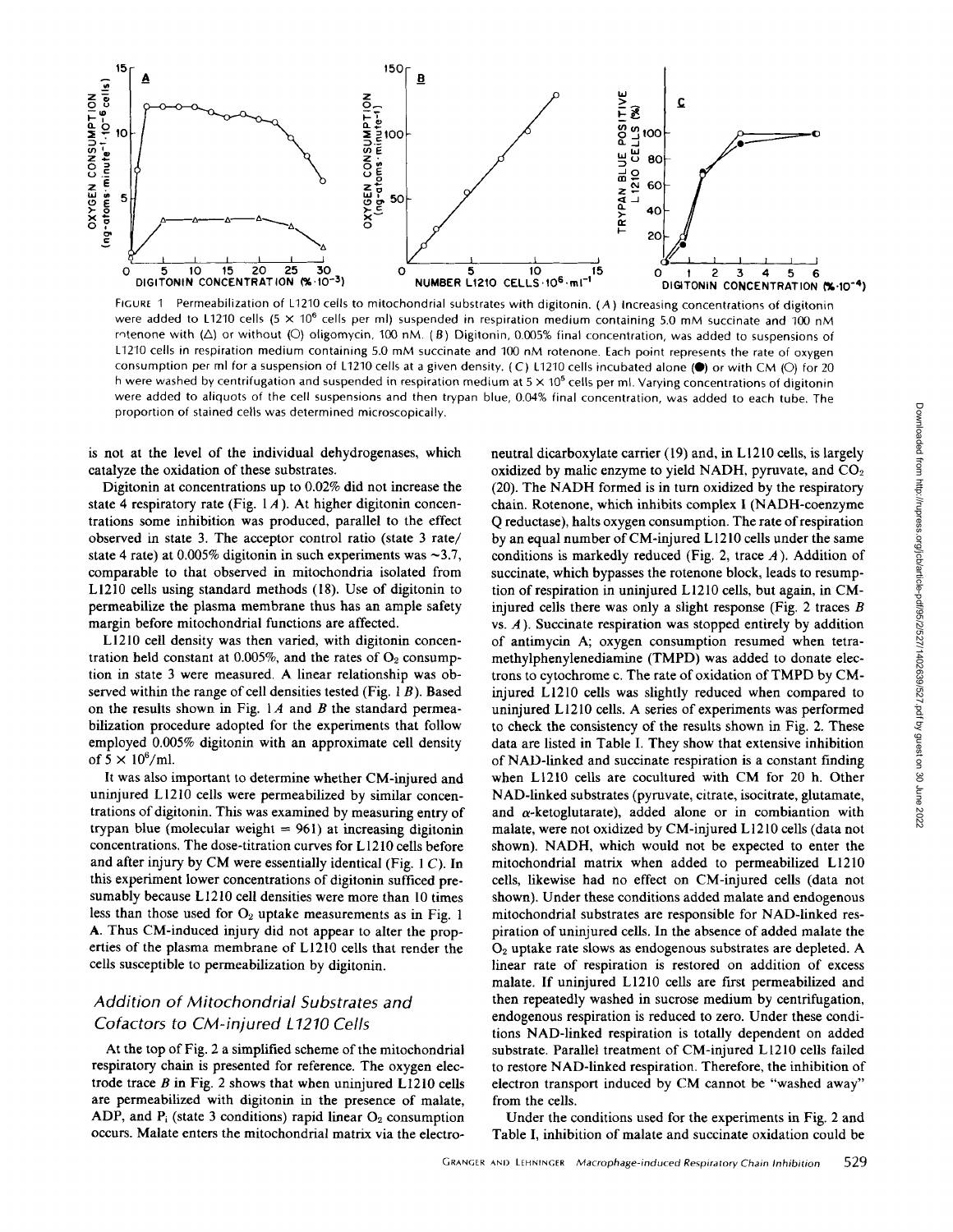FIGURE 1 Permeabilization of L1210 cells to mitochondrial substrates with digitonin. (*A*) Increasing concentrations of digitonin were added to L1210 cells ($5 \times 10^6$ cells per ml) suspended in respiration medium containing 5.0 mM succinate and 100 nM rotenone with (△) or without (○) oligomycin, 100 nM. (*B*) Digitonin, 0.005% final concentration, was added to suspensions of L1210 cells in respiration medium containing 5.0 mM succinate and 100 nM rotenone. Each point represents the rate of oxygen consumption per ml for a suspension of L1210 cells at a given density. (*C*) L1210 cells incubated alone (●) or with CM (○) for 20 h were washed by centrifugation and suspended in respiration medium at $5 \times 10^5$ cells per ml. Varying concentrations of digitonin were added to aliquots of the cell suspensions and then trypan blue, 0.04% final concentration, was added to each tube. The proportion of stained cells was determined microscopically.

is not at the level of the individual dehydrogenases, which catalyze the oxidation of these substrates.

Digitonin at concentrations up to 0.02% did not increase the state 4 respiratory rate (Fig. 1 *A*). At higher digitonin concentrations some inhibition was produced, parallel to the effect observed in state 3. The acceptor control ratio (state 3 rate/state 4 rate) at 0.005% digitonin in such experiments was ~3.7, comparable to that observed in mitochondria isolated from L1210 cells using standard methods (18). Use of digitonin to permeabilize the plasma membrane thus has an ample safety margin before mitochondrial functions are affected.

L1210 cell density was then varied, with digitonin concentration held constant at 0.005%, and the rates of $O_2$ consumption in state 3 were measured. A linear relationship was observed within the range of cell densities tested (Fig. 1 *B*). Based on the results shown in Fig. 1 *A* and *B* the standard permeabilization procedure adopted for the experiments that follow employed 0.005% digitonin with an approximate cell density of $5 \times 10^6$/ml.

It was also important to determine whether CM-injured and uninjured L1210 cells were permeabilized by similar concentrations of digitonin. This was examined by measuring entry of trypan blue (molecular weight = 961) at increasing digitonin concentrations. The dose-titration curves for L1210 cells before and after injury by CM were essentially identical (Fig. 1 *C*). In this experiment lower concentrations of digitonin sufficed presumably because L1210 cell densities were more than 10 times less than those used for $O_2$ uptake measurements as in Fig. 1 A. Thus CM-induced injury did not appear to alter the properties of the plasma membrane of L1210 cells that render the cells susceptible to permeabilization by digitonin.

## *Addition of Mitochondrial Substrates and Cofactors to CM-injured L1210 Cells*

At the top of Fig. 2 a simplified scheme of the mitochondrial respiratory chain is presented for reference. The oxygen electrode trace *B* in Fig. 2 shows that when uninjured L1210 cells are permeabilized with digitonin in the presence of malate, ADP, and $P_i$ (state 3 conditions) rapid linear $O_2$ consumption occurs. Malate enters the mitochondrial matrix via the electroneutral dicarboxylate carrier (19) and, in L1210 cells, is largely oxidized by malic enzyme to yield NADH, pyruvate, and $CO_2$ (20). The NADH formed is in turn oxidized by the respiratory chain. Rotenone, which inhibits complex I (NADH-coenzyme Q reductase), halts oxygen consumption. The rate of respiration by an equal number of CM-injured L1210 cells under the same conditions is markedly reduced (Fig. 2, trace *A*). Addition of succinate, which bypasses the rotenone block, leads to resumption of respiration in uninjured L1210 cells, but again, in CM-injured cells there was only a slight response (Fig. 2 traces *B* vs. *A*). Succinate respiration was stopped entirely by addition of antimycin A; oxygen consumption resumed when tetramethylphenylenediamine (TMPD) was added to donate electrons to cytochrome c. The rate of oxidation of TMPD by CM-injured L1210 cells was slightly reduced when compared to uninjured L1210 cells. A series of experiments was performed to check the consistency of the results shown in Fig. 2. These data are listed in Table I. They show that extensive inhibition of NAD-linked and succinate respiration is a constant finding when L1210 cells are cocultured with CM for 20 h. Other NAD-linked substrates (pyruvate, citrate, isocitrate, glutamate, and $\alpha$-ketoglutarate), added alone or in combiantion with malate, were not oxidized by CM-injured L1210 cells (data not shown). NADH, which would not be expected to enter the mitochondrial matrix when added to permeabilized L1210 cells, likewise had no effect on CM-injured cells (data not shown). Under these conditions added malate and endogenous mitochondrial substrates are responsible for NAD-linked respiration of uninjured cells. In the absence of added malate the $O_2$ uptake rate slows as endogenous substrates are depleted. A linear rate of respiration is restored on addition of excess malate. If uninjured L1210 cells are first permeabilized and then repeatedly washed in sucrose medium by centrifugation, endogenous respiration is reduced to zero. Under these conditions NAD-linked respiration is totally dependent on added substrate. Parallel treatment of CM-injured L1210 cells failed to restore NAD-linked respiration. Therefore, the inhibition of electron transport induced by CM cannot be "washed away" from the cells.

Under the conditions used for the experiments in Fig. 2 and Table I, inhibition of malate and succinate oxidation could be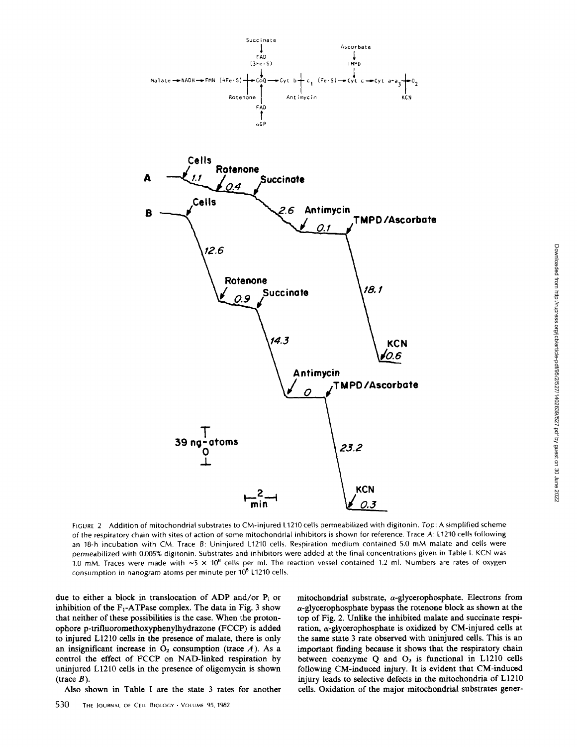FIGURE 2 Addition of mitochondrial substrates to CM-injured L1210 cells permeabilized with digitonin. *Top*: A simplified scheme of the respiratory chain with sites of action of some mitochondrial inhibitors is shown for reference. Trace *A*: L1210 cells following an 18-h incubation with CM. Trace *B*: Uninjured L1210 cells. Respiration medium contained 5.0 mM malate and cells were permeabilized with 0.005% digitonin. Substrates and inhibitors were added at the final concentrations given in Table I. KCN was 1.0 mM. Traces were made with ~5 × 10[6] cells per ml. The reaction vessel contained 1.2 ml. Numbers are rates of oxygen consumption in nanogram atoms per minute per 10[6] L1210 cells.

due to either a block in translocation of ADP and/or $P_i$ or inhibition of the $F_1$-ATPase complex. The data in Fig. 3 show that neither of these possibilities is the case. When the protonophore p-trifluoromethoxyphenylhydrazone (FCCP) is added to injured L1210 cells in the presence of malate, there is only an insignificant increase in $O_2$ consumption (trace *A*). As a control the effect of FCCP on NAD-linked respiration by uninjured L1210 cells in the presence of oligomycin is shown (trace *B*).

Also shown in Table I are the state 3 rates for another mitochondrial substrate, α-glycerophosphate. Electrons from α-glycerophosphate bypass the rotenone block as shown at the top of Fig. 2. Unlike the inhibited malate and succinate respiration, α-glycerophosphate is oxidized by CM-injured cells at the same state 3 rate observed with uninjured cells. This is an important finding because it shows that the respiratory chain between coenzyme Q and $O_2$ is functional in L1210 cells following CM-induced injury. It is evident that CM-induced injury leads to selective defects in the mitochondria of L1210 cells. Oxidation of the major mitochondrial substrates gener-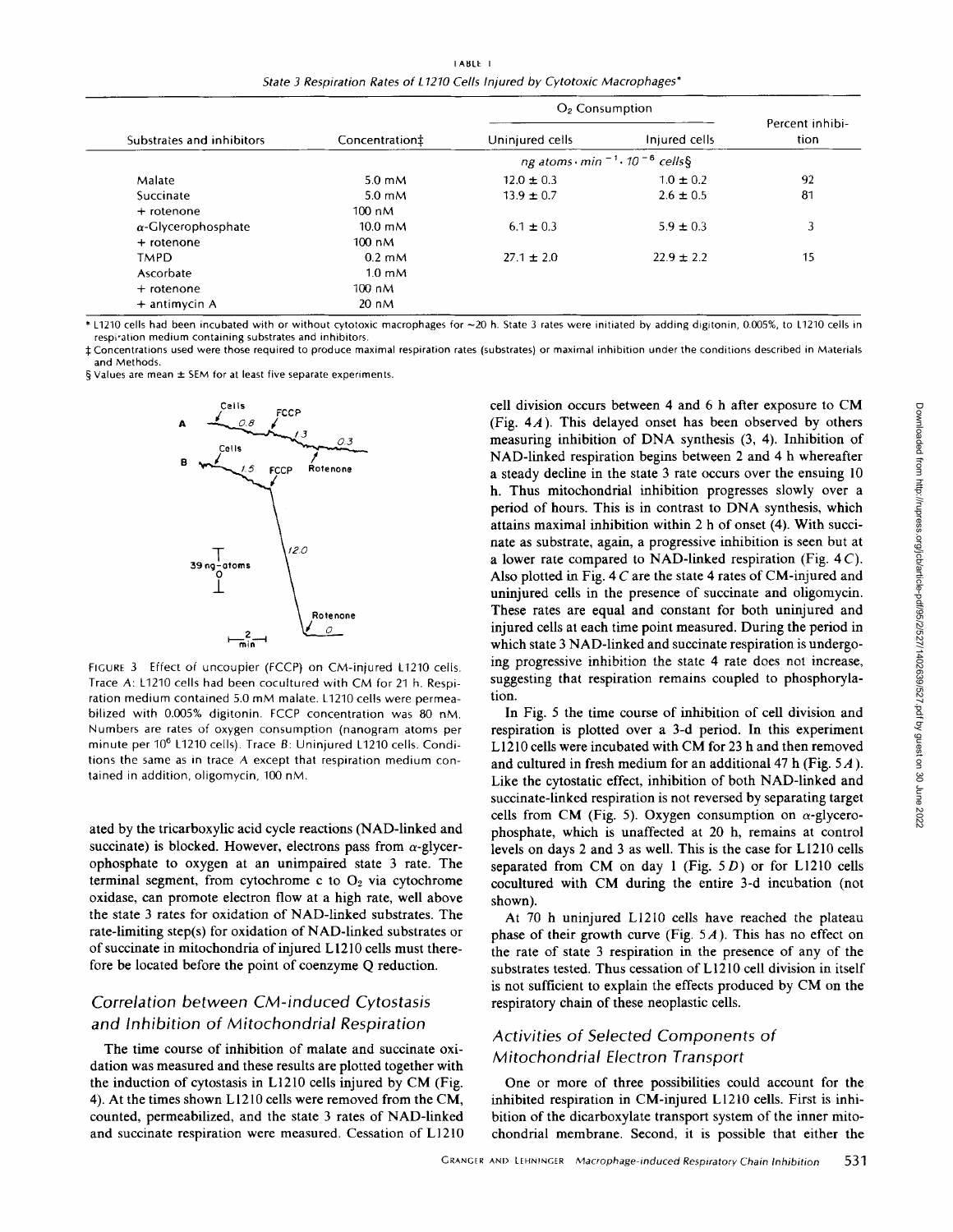TABLE I

*State 3 Respiration Rates of L1210 Cells Injured by Cytotoxic Macrophages**

| Substrates and inhibitors | Concentration‡ | $O_2$ Consumption | | Percent inhibition |
|---|---|---|---|---|
| | | Uninjured cells | Injured cells | |
| | | *ng atoms · min$^{-1}$ · 10$^{-6}$ cells*§ | | |
| Malate | 5.0 mM | 12.0 ± 0.3 | 1.0 ± 0.2 | 92 |
| Succinate | 5.0 mM | 13.9 ± 0.7 | 2.6 ± 0.5 | 81 |
| + rotenone | 100 nM | | | |
| α-Glycerophosphate | 10.0 mM | 6.1 ± 0.3 | 5.9 ± 0.3 | 3 |
| + rotenone | 100 nM | | | |
| TMPD | 0.2 mM | 27.1 ± 2.0 | 22.9 ± 2.2 | 15 |
| Ascorbate | 1.0 mM | | | |
| + rotenone | 100 nM | | | |
| + antimycin A | 20 nM | | | |

\* L1210 cells had been incubated with or without cytotoxic macrophages for ~20 h. State 3 rates were initiated by adding digitonin, 0.005%, to L1210 cells in respiration medium containing substrates and inhibitors.

‡ Concentrations used were those required to produce maximal respiration rates (substrates) or maximal inhibition under the conditions described in Materials and Methods.

§ Values are mean ± SEM for at least five separate experiments.

FIGURE 3 Effect of uncoupler (FCCP) on CM-injured L1210 cells. Trace A: L1210 cells had been cocultured with CM for 21 h. Respiration medium contained 5.0 mM malate. L1210 cells were permeabilized with 0.005% digitonin. FCCP concentration was 80 nM. Numbers are rates of oxygen consumption (nanogram atoms per minute per $10^6$ L1210 cells). Trace B: Uninjured L1210 cells. Conditions the same as in trace A except that respiration medium contained in addition, oligomycin, 100 nM.

ated by the tricarboxylic acid cycle reactions (NAD-linked and succinate) is blocked. However, electrons pass from α-glycerophosphate to oxygen at an unimpaired state 3 rate. The terminal segment, from cytochrome c to $O_2$ via cytochrome oxidase, can promote electron flow at a high rate, well above the state 3 rates for oxidation of NAD-linked substrates. The rate-limiting step(s) for oxidation of NAD-linked substrates or of succinate in mitochondria of injured L1210 cells must therefore be located before the point of coenzyme Q reduction.

## Correlation between CM-induced Cytostasis and Inhibition of Mitochondrial Respiration

The time course of inhibition of malate and succinate oxidation was measured and these results are plotted together with the induction of cytostasis in L1210 cells injured by CM (Fig. 4). At the times shown L1210 cells were removed from the CM, counted, permeabilized, and the state 3 rates of NAD-linked and succinate respiration were measured. Cessation of L1210 cell division occurs between 4 and 6 h after exposure to CM (Fig. 4*A*). This delayed onset has been observed by others measuring inhibition of DNA synthesis (3, 4). Inhibition of NAD-linked respiration begins between 2 and 4 h whereafter a steady decline in the state 3 rate occurs over the ensuing 10 h. Thus mitochondrial inhibition progresses slowly over a period of hours. This is in contrast to DNA synthesis, which attains maximal inhibition within 2 h of onset (4). With succinate as substrate, again, a progressive inhibition is seen but at a lower rate compared to NAD-linked respiration (Fig. 4*C*). Also plotted in Fig. 4*C* are the state 4 rates of CM-injured and uninjured cells in the presence of succinate and oligomycin. These rates are equal and constant for both uninjured and injured cells at each time point measured. During the period in which state 3 NAD-linked and succinate respiration is undergoing progressive inhibition the state 4 rate does not increase, suggesting that respiration remains coupled to phosphorylation.

In Fig. 5 the time course of inhibition of cell division and respiration is plotted over a 3-d period. In this experiment L1210 cells were incubated with CM for 23 h and then removed and cultured in fresh medium for an additional 47 h (Fig. 5*A*). Like the cytostatic effect, inhibition of both NAD-linked and succinate-linked respiration is not reversed by separating target cells from CM (Fig. 5). Oxygen consumption on α-glycerophosphate, which is unaffected at 20 h, remains at control levels on days 2 and 3 as well. This is the case for L1210 cells separated from CM on day 1 (Fig. 5*D*) or for L1210 cells cocultured with CM during the entire 3-d incubation (not shown).

At 70 h uninjured L1210 cells have reached the plateau phase of their growth curve (Fig. 5*A*). This has no effect on the rate of state 3 respiration in the presence of any of the substrates tested. Thus cessation of L1210 cell division in itself is not sufficient to explain the effects produced by CM on the respiratory chain of these neoplastic cells.

## Activities of Selected Components of Mitochondrial Electron Transport

One or more of three possibilities could account for the inhibited respiration in CM-injured L1210 cells. First is inhibition of the dicarboxylate transport system of the inner mitochondrial membrane. Second, it is possible that either the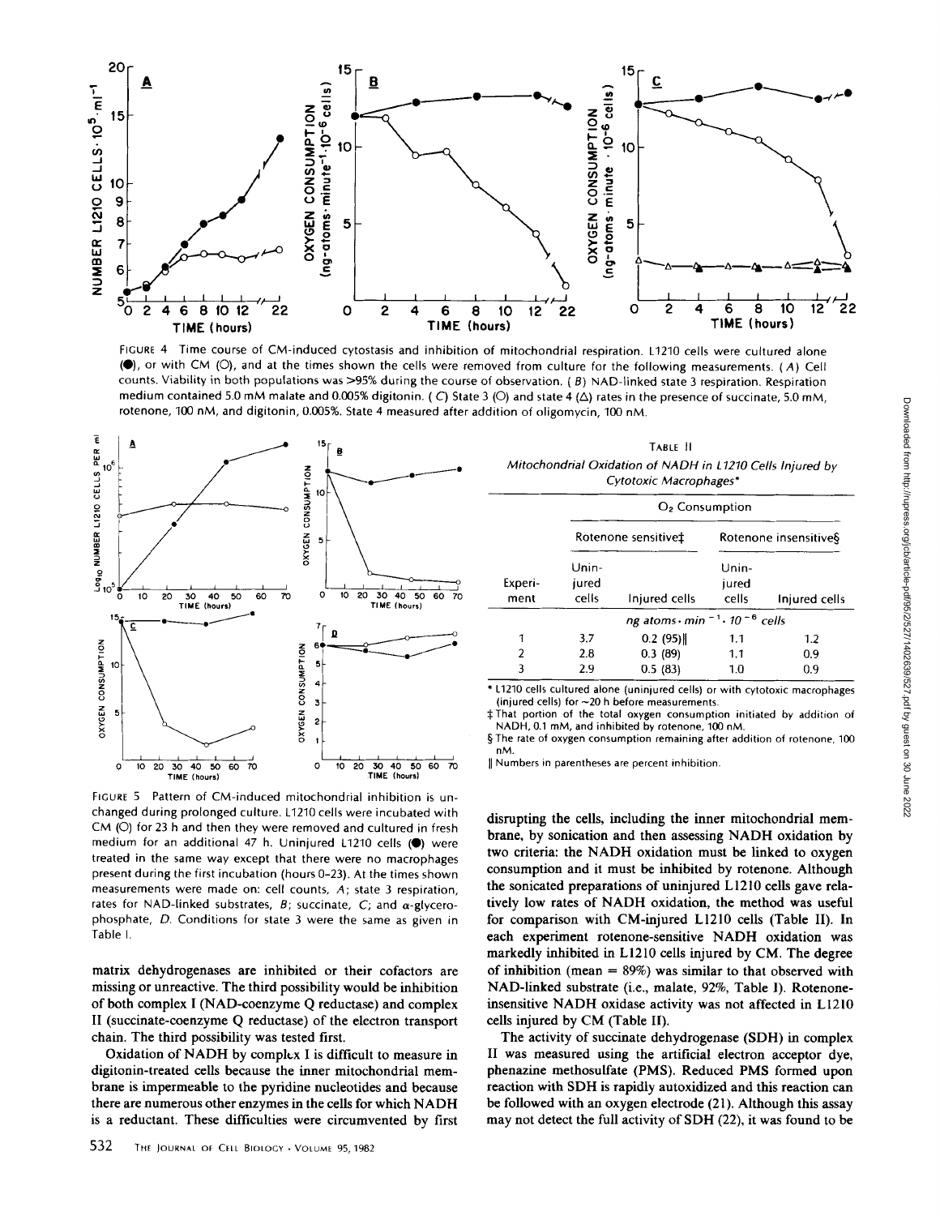FIGURE 4 Time course of CM-induced cytostasis and inhibition of mitochondrial respiration. L1210 cells were cultured alone (●), or with CM (○), and at the times shown the cells were removed from culture for the following measurements. (A) Cell counts. Viability in both populations was >95% during the course of observation. (B) NAD-linked state 3 respiration. Respiration medium contained 5.0 mM malate and 0.005% digitonin. (C) State 3 (○) and state 4 (△) rates in the presence of succinate, 5.0 mM, rotenone, 100 nM, and digitonin, 0.005%. State 4 measured after addition of oligomycin, 100 nM.

FIGURE 5 Pattern of CM-induced mitochondrial inhibition is unchanged during prolonged culture. L1210 cells were incubated with CM (○) for 23 h and then they were removed and cultured in fresh medium for an additional 47 h. Uninjured L1210 cells (●) were treated in the same way except that there were no macrophages present during the first incubation (hours 0–23). At the times shown measurements were made on: cell counts, A; state 3 respiration, rates for NAD-linked substrates, B; succinate, C; and α-glycerophosphate, D. Conditions for state 3 were the same as given in Table I.

matrix dehydrogenases are inhibited or their cofactors are missing or unreactive. The third possibility would be inhibition of both complex I (NAD-coenzyme Q reductase) and complex II (succinate-coenzyme Q reductase) of the electron transport chain. The third possibility was tested first.

Oxidation of NADH by complex I is difficult to measure in digitonin-treated cells because the inner mitochondrial membrane is impermeable to the pyridine nucleotides and because there are numerous other enzymes in the cells for which NADH is a reductant. These difficulties were circumvented by first disrupting the cells, including the inner mitochondrial membrane, by sonication and then assessing NADH oxidation by two criteria: the NADH oxidation must be linked to oxygen consumption and it must be inhibited by rotenone. Although the sonicated preparations of uninjured L1210 cells gave relatively low rates of NADH oxidation, the method was useful for comparison with CM-injured L1210 cells (Table II). In each experiment rotenone-sensitive NADH oxidation was markedly inhibited in L1210 cells injured by CM. The degree of inhibition (mean = 89%) was similar to that observed with NAD-linked substrate (i.e., malate, 92%, Table I). Rotenone-insensitive NADH oxidase activity was not affected in L1210 cells injured by CM (Table II).

TABLE II
*Mitochondrial Oxidation of NADH in L1210 Cells Injured by Cytotoxic Macrophages**

| Experiment | $O_2$ Consumption | | | |
|---|---|---|---|---|
| | Rotenone sensitive‡ | | Rotenone insensitive§ | |
| | Uninjured cells | Injured cells | Uninjured cells | Injured cells |
| | ng atoms · min$^{-1}$ · $10^{-6}$ cells | | | |
| 1 | 3.7 | 0.2 (95)‖ | 1.1 | 1.2 |
| 2 | 2.8 | 0.3 (89) | 1.1 | 0.9 |
| 3 | 2.9 | 0.5 (83) | 1.0 | 0.9 |

\* L1210 cells cultured alone (uninjured cells) or with cytotoxic macrophages (injured cells) for ~20 h before measurements.

‡ That portion of the total oxygen consumption initiated by addition of NADH, 0.1 mM, and inhibited by rotenone, 100 nM.

§ The rate of oxygen consumption remaining after addition of rotenone, 100 nM.

‖ Numbers in parentheses are percent inhibition.

The activity of succinate dehydrogenase (SDH) in complex II was measured using the artificial electron acceptor dye, phenazine methosulfate (PMS). Reduced PMS formed upon reaction with SDH is rapidly autoxidized and this reaction can be followed with an oxygen electrode (21). Although this assay may not detect the full activity of SDH (22), it was found to be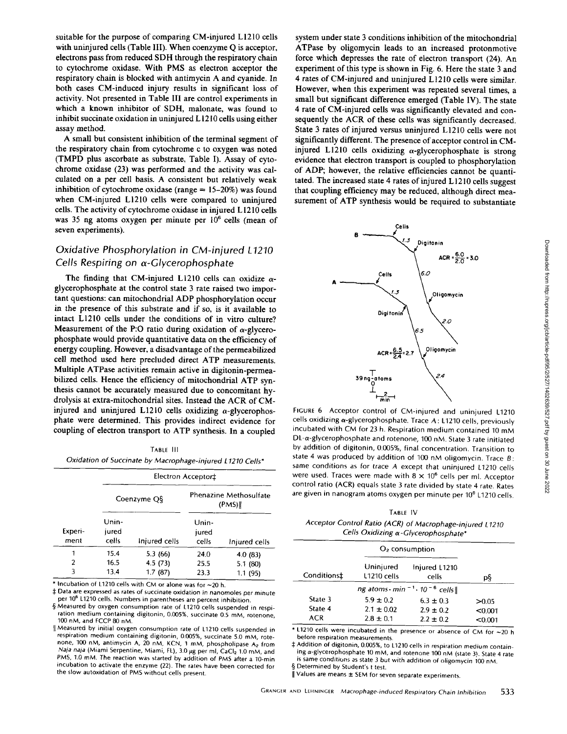suitable for the purpose of comparing CM-injured L1210 cells with uninjured cells (Table III). When coenzyme Q is acceptor, electrons pass from reduced SDH through the respiratory chain to cytochrome oxidase. With PMS as electron acceptor the respiratory chain is blocked with antimycin A and cyanide. In both cases CM-induced injury results in significant loss of activity. Not presented in Table III are control experiments in which a known inhibitor of SDH, malonate, was found to inhibit succinate oxidation in uninjured L1210 cells using either assay method.

A small but consistent inhibition of the terminal segment of the respiratory chain from cytochrome c to oxygen was noted (TMPD plus ascorbate as substrate, Table I). Assay of cytochrome oxidase (23) was performed and the activity was calculated on a per cell basis. A consistent but relatively weak inhibition of cytochrome oxidase (range = 15–20%) was found when CM-injured L1210 cells were compared to uninjured cells. The activity of cytochrome oxidase in injured L1210 cells was 35 ng atoms oxygen per minute per $10^6$ cells (mean of seven experiments).

## Oxidative Phosphorylation in CM-injured L1210 Cells Respiring on α-Glycerophosphate

The finding that CM-injured L1210 cells can oxidize α-glycerophosphate at the control state 3 rate raised two important questions: can mitochondrial ADP phosphorylation occur in the presence of this substrate and if so, is it available to intact L1210 cells under the conditions of in vitro culture? Measurement of the P:O ratio during oxidation of α-glycerophosphate would provide quantitative data on the efficiency of energy coupling. However, a disadvantage of the permeabilized cell method used here precluded direct ATP measurements. Multiple ATPase activities remain active in digitonin-permeabilized cells. Hence the efficiency of mitochondrial ATP synthesis cannot be accurately measured due to concomitant hydrolysis at extra-mitochondrial sites. Instead the ACR of CM-injured and uninjured L1210 cells oxidizing α-glycerophosphate were determined. This provides indirect evidence for coupling of electron transport to ATP synthesis. In a coupled system under state 3 conditions inhibition of the mitochondrial ATPase by oligomycin leads to an increased protonmotive force which depresses the rate of electron transport (24). An experiment of this type is shown in Fig. 6. Here the state 3 and 4 rates of CM-injured and uninjured L1210 cells were similar. However, when this experiment was repeated several times, a small but significant difference emerged (Table IV). The state 4 rate of CM-injured cells was significantly elevated and consequently the ACR of these cells was significantly decreased. State 3 rates of injured versus uninjured L1210 cells were not significantly different. The presence of acceptor control in CM-injured L1210 cells oxidizing α-glycerophosphate is strong evidence that electron transport is coupled to phosphorylation of ADP; however, the relative efficiencies cannot be quantitated. The increased state 4 rates of injured L1210 cells suggest that coupling efficiency may be reduced, although direct measurement of ATP synthesis would be required to substantiate

TABLE III
*Oxidation of Succinate by Macrophage-injured L1210 Cells**

| | Electron Acceptor‡ | | | |
|---|---|---|---|---|
| | Coenzyme Q§ | | Phenazine Methosulfate (PMS)‖ | |
| Experiment | Uninjured cells | Injured cells | Uninjured cells | Injured cells |
| 1 | 15.4 | 5.3 (66) | 24.0 | 4.0 (83) |
| 2 | 16.5 | 4.5 (73) | 25.5 | 5.1 (80) |
| 3 | 13.4 | 1.7 (87) | 23.3 | 1.1 (95) |

\* Incubation of L1210 cells with CM or alone was for ~20 h.
‡ Data are expressed as rates of succinate oxidation in nanomoles per minute per $10^6$ L1210 cells. Numbers in parentheses are percent inhibition.
§ Measured by oxygen consumption rate of L1210 cells suspended in respiration medium containing digitonin, 0.005%, succinate 0.5 mM, rotenone, 100 nM, and FCCP 80 nM.
‖ Measured by initial oxygen consumption rate of L1210 cells suspended in respiration medium containing digitonin, 0.005%, succinate 5.0 mM, rotenone, 100 nM, antimycin A, 20 nM, KCN, 1 mM, phospholipase $A_2$ from *Naja naja* (Miami Serpentine, Miami, FL), 3.0 μg per ml, $CaCl_2$ 1.0 mM, and PMS, 1.0 mM. The reaction was started by addition of PMS after a 10-min incubation to activate the enzyme (22). The rates have been corrected for the slow autoxidation of PMS without cells present.

FIGURE 6 Acceptor control of CM-injured and uninjured L1210 cells oxidizing α-glycerophosphate. Trace A: L1210 cells, previously incubated with CM for 23 h. Respiration medium contained 10 mM DL-α-glycerophosphate and rotenone, 100 nM. State 3 rate initiated by addition of digitonin, 0.005%, final concentration. Transition to state 4 was produced by addition of 100 nM oligomycin. Trace B: same conditions as for trace A except that uninjured L1210 cells were used. Traces were made with $8 \times 10^6$ cells per ml. Acceptor control ratio (ACR) equals state 3 rate divided by state 4 rate. Rates are given in nanogram atoms oxygen per minute per $10^6$ L1210 cells.

TABLE IV
*Acceptor Control Ratio (ACR) of Macrophage-injured L1210 Cells Oxidizing α-Glycerophosphate**

| | $O_2$ consumption | | |
|---|---|---|---|
| Conditions‡ | Uninjured L1210 cells | Injured L1210 cells | p§ |
| | *ng atoms · $min^{-1}$ · $10^{-6}$ cells*‖ | | |
| State 3 | 5.9 ± 0.2 | 6.3 ± 0.3 | >0.05 |
| State 4 | 2.1 ± 0.02 | 2.9 ± 0.2 | <0.001 |
| ACR | 2.8 ± 0.1 | 2.2 ± 0.2 | <0.001 |

\* L1210 cells were incubated in the presence or absence of CM for ~20 h before respiration measurements.
‡ Addition of digitonin, 0.005%, to L1210 cells in respiration medium containing α-glycerophosphate 10 mM, and rotenone 100 nM (state 3). State 4 rate is same conditions as state 3 but with addition of oligomycin 100 nM.
§ Determined by Student's t test.
‖ Values are means ± SEM for seven separate experiments.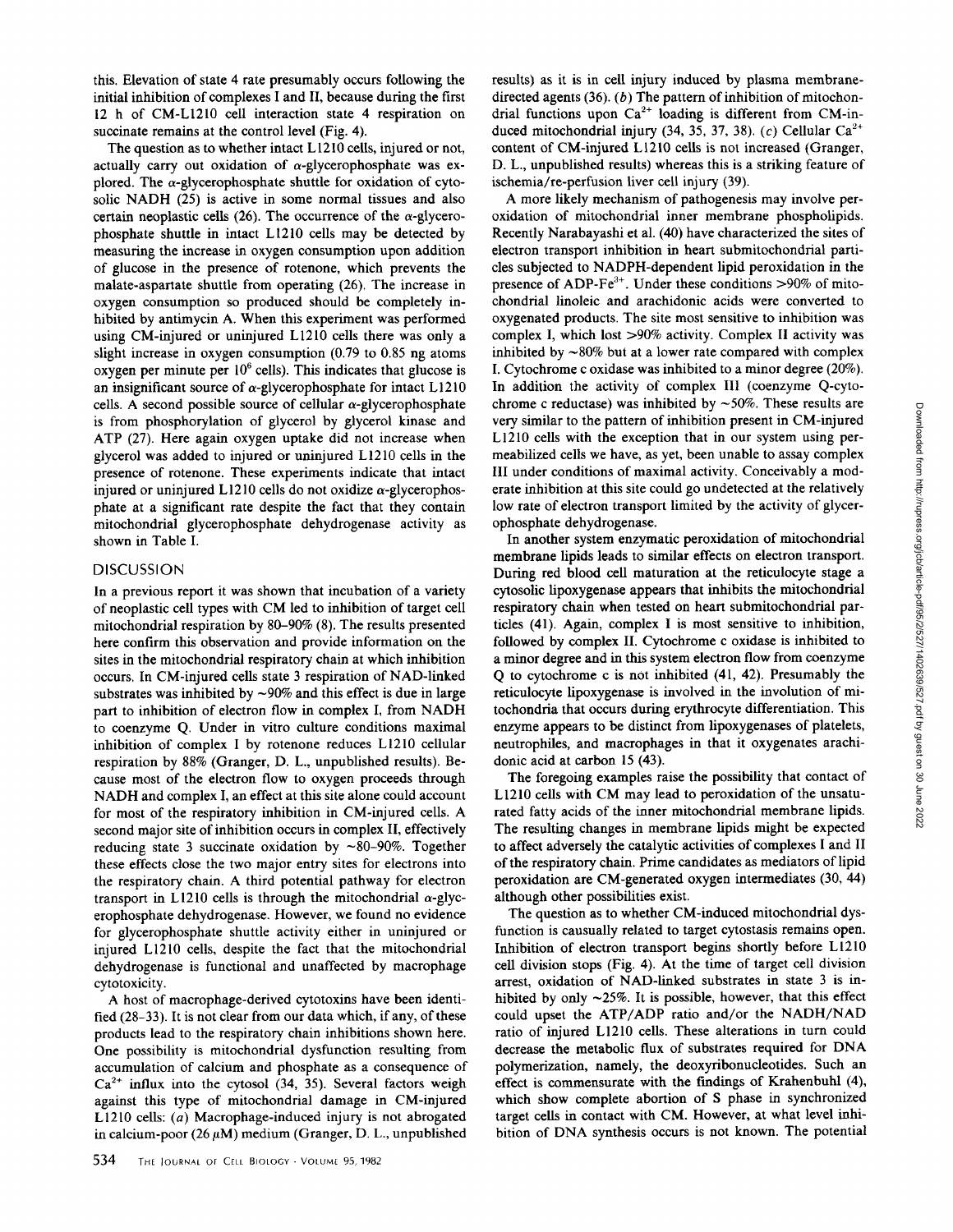this. Elevation of state 4 rate presumably occurs following the initial inhibition of complexes I and II, because during the first 12 h of CM-L1210 cell interaction state 4 respiration on succinate remains at the control level (Fig. 4).

The question as to whether intact L1210 cells, injured or not, actually carry out oxidation of α-glycerophosphate was explored. The α-glycerophosphate shuttle for oxidation of cytosolic NADH (25) is active in some normal tissues and also certain neoplastic cells (26). The occurrence of the α-glycerophosphate shuttle in intact L1210 cells may be detected by measuring the increase in oxygen consumption upon addition of glucose in the presence of rotenone, which prevents the malate-aspartate shuttle from operating (26). The increase in oxygen consumption so produced should be completely inhibited by antimycin A. When this experiment was performed using CM-injured or uninjured L1210 cells there was only a slight increase in oxygen consumption (0.79 to 0.85 ng atoms oxygen per minute per $10^6$ cells). This indicates that glucose is an insignificant source of α-glycerophosphate for intact L1210 cells. A second possible source of cellular α-glycerophosphate is from phosphorylation of glycerol by glycerol kinase and ATP (27). Here again oxygen uptake did not increase when glycerol was added to injured or uninjured L1210 cells in the presence of rotenone. These experiments indicate that intact injured or uninjured L1210 cells do not oxidize α-glycerophosphate at a significant rate despite the fact that they contain mitochondrial glycerophosphate dehydrogenase activity as shown in Table I.

## DISCUSSION

In a previous report it was shown that incubation of a variety of neoplastic cell types with CM led to inhibition of target cell mitochondrial respiration by 80–90% (8). The results presented here confirm this observation and provide information on the sites in the mitochondrial respiratory chain at which inhibition occurs. In CM-injured cells state 3 respiration of NAD-linked substrates was inhibited by ~90% and this effect is due in large part to inhibition of electron flow in complex I, from NADH to coenzyme Q. Under in vitro culture conditions maximal inhibition of complex I by rotenone reduces L1210 cellular respiration by 88% (Granger, D. L., unpublished results). Because most of the electron flow to oxygen proceeds through NADH and complex I, an effect at this site alone could account for most of the respiratory inhibition in CM-injured cells. A second major site of inhibition occurs in complex II, effectively reducing state 3 succinate oxidation by ~80–90%. Together these effects close the two major entry sites for electrons into the respiratory chain. A third potential pathway for electron transport in L1210 cells is through the mitochondrial α-glycerophosphate dehydrogenase. However, we found no evidence for glycerophosphate shuttle activity either in uninjured or injured L1210 cells, despite the fact that the mitochondrial dehydrogenase is functional and unaffected by macrophage cytotoxicity.

A host of macrophage-derived cytotoxins have been identified (28–33). It is not clear from our data which, if any, of these products lead to the respiratory chain inhibitions shown here. One possibility is mitochondrial dysfunction resulting from accumulation of calcium and phosphate as a consequence of $Ca^{2+}$ influx into the cytosol (34, 35). Several factors weigh against this type of mitochondrial damage in CM-injured L1210 cells: (*a*) Macrophage-induced injury is not abrogated in calcium-poor (26 μM) medium (Granger, D. L., unpublished results) as it is in cell injury induced by plasma membrane-directed agents (36). (*b*) The pattern of inhibition of mitochondrial functions upon $Ca^{2+}$ loading is different from CM-induced mitochondrial injury (34, 35, 37, 38). (*c*) Cellular $Ca^{2+}$ content of CM-injured L1210 cells is not increased (Granger, D. L., unpublished results) whereas this is a striking feature of ischemia/re-perfusion liver cell injury (39).

A more likely mechanism of pathogenesis may involve peroxidation of mitochondrial inner membrane phospholipids. Recently Narabayashi et al. (40) have characterized the sites of electron transport inhibition in heart submitochondrial particles subjected to NADPH-dependent lipid peroxidation in the presence of ADP-$Fe^{3+}$. Under these conditions >90% of mitochondrial linoleic and arachidonic acids were converted to oxygenated products. The site most sensitive to inhibition was complex I, which lost >90% activity. Complex II activity was inhibited by ~80% but at a lower rate compared with complex I. Cytochrome c oxidase was inhibited to a minor degree (20%). In addition the activity of complex III (coenzyme Q-cytochrome c reductase) was inhibited by ~50%. These results are very similar to the pattern of inhibition present in CM-injured L1210 cells with the exception that in our system using permeabilized cells we have, as yet, been unable to assay complex III under conditions of maximal activity. Conceivably a moderate inhibition at this site could go undetected at the relatively low rate of electron transport limited by the activity of glycerophosphate dehydrogenase.

In another system enzymatic peroxidation of mitochondrial membrane lipids leads to similar effects on electron transport. During red blood cell maturation at the reticulocyte stage a cytosolic lipoxygenase appears that inhibits the mitochondrial respiratory chain when tested on heart submitochondrial particles (41). Again, complex I is most sensitive to inhibition, followed by complex II. Cytochrome c oxidase is inhibited to a minor degree and in this system electron flow from coenzyme Q to cytochrome c is not inhibited (41, 42). Presumably the reticulocyte lipoxygenase is involved in the involution of mitochondria that occurs during erythrocyte differentiation. This enzyme appears to be distinct from lipoxygenases of platelets, neutrophiles, and macrophages in that it oxygenates arachidonic acid at carbon 15 (43).

The foregoing examples raise the possibility that contact of L1210 cells with CM may lead to peroxidation of the unsaturated fatty acids of the inner mitochondrial membrane lipids. The resulting changes in membrane lipids might be expected to affect adversely the catalytic activities of complexes I and II of the respiratory chain. Prime candidates as mediators of lipid peroxidation are CM-generated oxygen intermediates (30, 44) although other possibilities exist.

The question as to whether CM-induced mitochondrial dysfunction is causually related to target cytostasis remains open. Inhibition of electron transport begins shortly before L1210 cell division stops (Fig. 4). At the time of target cell division arrest, oxidation of NAD-linked substrates in state 3 is inhibited by only ~25%. It is possible, however, that this effect could upset the ATP/ADP ratio and/or the NADH/NAD ratio of injured L1210 cells. These alterations in turn could decrease the metabolic flux of substrates required for DNA polymerization, namely, the deoxyribonucleotides. Such an effect is commensurate with the findings of Krahenbuhl (4), which show complete abortion of S phase in synchronized target cells in contact with CM. However, at what level inhibition of DNA synthesis occurs is not known. The potential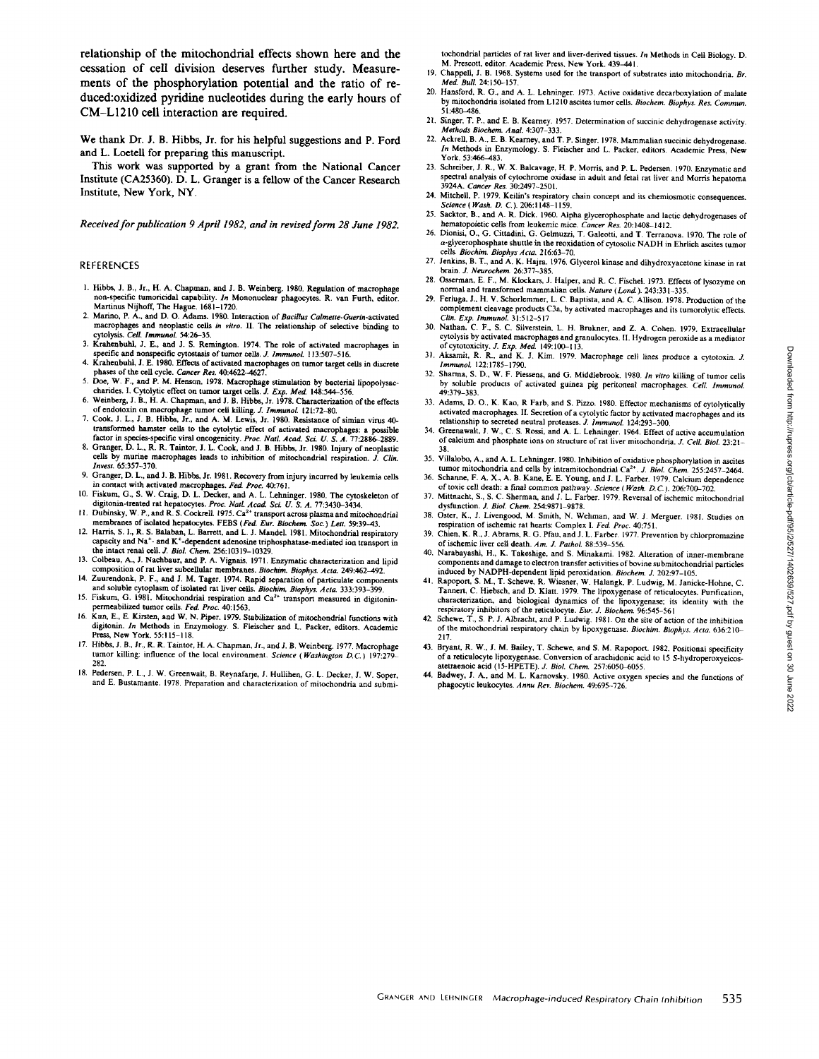relationship of the mitochondrial effects shown here and the cessation of cell division deserves further study. Measurements of the phosphorylation potential and the ratio of reduced:oxidized pyridine nucleotides during the early hours of CM–L1210 cell interaction are required.

We thank Dr. J. B. Hibbs, Jr. for his helpful suggestions and P. Ford and L. Loetell for preparing this manuscript.

This work was supported by a grant from the National Cancer Institute (CA25360). D. L. Granger is a fellow of the Cancer Research Institute, New York, NY.

*Received for publication 9 April 1982, and in revised form 28 June 1982.*

## REFERENCES

1. Hibbs, J. B., Jr., H. A. Chapman, and J. B. Weinberg. 1980. Regulation of macrophage non-specific tumoricidal capability. *In* Mononuclear phagocytes. R. van Furth, editor. Martinus Nijhoff, The Hague. 1681–1720.
2. Marino, P. A., and D. O. Adams. 1980. Interaction of *Bacillus Calmette-Guerin*-activated macrophages and neoplastic cells *in vitro*. II. The relationship of selective binding to cytolysis. *Cell. Immunol.* 54:26–35.
3. Krahenbuhl, J. E., and J. S. Remington. 1974. The role of activated macrophages in specific and nonspecific cytostasis of tumor cells. *J. Immunol.* 113:507–516.
4. Krahenbuhl, J. E. 1980. Effects of activated macrophages on tumor target cells in discrete phases of the cell cycle. *Cancer Res.* 40:4622–4627.
5. Doe, W. F., and P. M. Henson. 1978. Macrophage stimulation by bacterial lipopolysaccharides. I. Cytolytic effect on tumor target cells. *J. Exp. Med.* 148:544–556.
6. Weinberg, J. B., H. A. Chapman, and J. B. Hibbs, Jr. 1978. Characterization of the effects of endotoxin on macrophage tumor cell killing. *J. Immunol.* 121:72–80.
7. Cook, J. L., J. B. Hibbs, Jr., and A. M. Lewis, Jr. 1980. Resistance of simian virus 40-transformed hamster cells to the cytolytic effect of activated macrophages: a possible factor in species-specific viral oncogenicity. *Proc. Natl. Acad. Sci. U. S. A.* 77:2886–2889.
8. Granger, D. L., R. R. Taintor, J. L. Cook, and J. B. Hibbs, Jr. 1980. Injury of neoplastic cells by murine macrophages leads to inhibition of mitochondrial respiration. *J. Clin. Invest.* 65:357–370.
9. Granger, D. L., and J. B. Hibbs, Jr. 1981. Recovery from injury incurred by leukemia cells in contact with activated macrophages. *Fed. Proc.* 40:761.
10. Fiskum, G., S. W. Craig, D. L. Decker, and A. L. Lehninger. 1980. The cytoskeleton of digitonin-treated rat hepatocytes. *Proc. Natl. Acad. Sci. U. S. A.* 77:3430–3434.
11. Dubinsky, W. P., and R. S. Cockrell. 1975. $Ca^{2+}$ transport across plasma and mitochondrial membranes of isolated hepatocytes. FEBS (*Fed. Eur. Biochem. Soc.*) *Lett.* 59:39–43.
12. Harris, S. I., R. S. Balaban, L. Barrett, and L. J. Mandel. 1981. Mitochondrial respiratory capacity and $Na^+$- and $K^+$-dependent adenosine triphosphatase-mediated ion transport in the intact renal cell. *J. Biol. Chem.* 256:10319–10329.
13. Colbeau, A., J. Nachbaur, and P. A. Vignais. 1971. Enzymatic characterization and lipid composition of rat liver subcellular membranes. *Biochim. Biophys. Acta.* 249:462–492.
14. Zuurendonk, P. F., and J. M. Tager. 1974. Rapid separation of particulate components and soluble cytoplasm of isolated rat liver cells. *Biochim. Biophys. Acta.* 333:393–399.
15. Fiskum, G. 1981. Mitochondrial respiration and $Ca^{2+}$ transport measured in digitonin-permeabilized tumor cells. *Fed. Proc.* 40:1563.
16. Kun, E., E. Kirsten, and W. N. Piper. 1979. Stabilization of mitochondrial functions with digitonin. *In* Methods in Enzymology. S. Fleischer and L. Packer, editors. Academic Press, New York. 55:115–118.
17. Hibbs, J. B., Jr., R. R. Taintor, H. A. Chapman, Jr., and J. B. Weinberg. 1977. Macrophage tumor killing: influence of the local environment. *Science* (*Washington D.C.*) 197:279–282.
18. Pedersen, P. L., J. W. Greenwalt, B. Reynafarje, J. Hullihen, G. L. Decker, J. W. Soper, and E. Bustamante. 1978. Preparation and characterization of mitochondria and submitochondrial particles of rat liver and liver-derived tissues. *In* Methods in Cell Biology. D. M. Prescott, editor. Academic Press, New York. 439–441.
19. Chappell, J. B. 1968. Systems used for the transport of substrates into mitochondria. *Br. Med. Bull.* 24:150–157.
20. Hansford, R. G., and A. L. Lehninger. 1973. Active oxidative decarboxylation of malate by mitochondria isolated from L1210 ascites tumor cells. *Biochem. Biophys. Res. Commun.* 51:480–486.
21. Singer, T. P., and E. B. Kearney. 1957. Determination of succinic dehydrogenase activity. *Methods Biochem. Anal.* 4:307–333.
22. Ackrell, B. A., E. B. Kearney, and T. P. Singer. 1978. Mammalian succinic dehydrogenase. *In* Methods in Enzymology. S. Fleischer and L. Packer, editors. Academic Press, New York. 53:466–483.
23. Schreiber, J. R., W. X. Balcavage, H. P. Morris, and P. L. Pedersen. 1970. Enzymatic and spectral analysis of cytochrome oxidase in adult and fetal rat liver and Morris hepatoma 3924A. *Cancer Res.* 30:2497–2501.
24. Mitchell, P. 1979. Keilin's respiratory chain concept and its chemiosmotic consequences. *Science* (*Wash. D. C.*). 206:1148–1159.
25. Sacktor, B., and A. R. Dick. 1960. Alpha glycerophosphate and lactic dehydrogenases of hematopoietic cells from leukemic mice. *Cancer Res.* 20:1408–1412.
26. Dionisi, O., G. Cittadini, G. Gelmuzzi, T. Galeotti, and T. Terranova. 1970. The role of α-glycerophosphate shuttle in the reoxidation of cytosolic NADH in Ehrlich ascites tumor cells. *Biochim. Biophys Acta.* 216:63–70.
27. Jenkins, B. T., and A. K. Hajra. 1976. Glycerol kinase and dihydroxyacetone kinase in rat brain. *J. Neurochem.* 26:377–385.
28. Osserman, E. F., M. Klockars, J. Halper, and R. C. Fischel. 1973. Effects of lysozyme on normal and transformed mammalian cells. *Nature* (*Lond.*). 243:331–335.
29. Ferluga, J., H. V. Schorlemmer, L. C. Baptista, and A. C. Allison. 1978. Production of the complement cleavage products C3a, by activated macrophages and its tumorolytic effects. *Clin. Exp. Immunol.* 31:512–517
30. Nathan, C. F., S. C. Silverstein, L. H. Brukner, and Z. A. Cohen. 1979. Extracellular cytolysis by activated macrophages and granulocytes. II. Hydrogen peroxide as a mediator of cytotoxicity. *J. Exp. Med.* 149:100–113.
31. Aksamit, R. R., and K. J. Kim. 1979. Macrophage cell lines produce a cytotoxin. *J. Immunol.* 122:1785–1790.
32. Sharma, S. D., W. F. Piessens, and G. Middlebrook. 1980. *In vitro* killing of tumor cells by soluble products of activated guinea pig peritoneal macrophages. *Cell. Immunol.* 49:379–383.
33. Adams, D. O., K. Kao, R Farb, and S. Pizzo. 1980. Effector mechanisms of cytolytically activated macrophages. II. Secretion of a cytolytic factor by activated macrophages and its relationship to secreted neutral proteases. *J. Immunol.* 124:293–300.
34. Greenawalt, J. W., C. S. Rossi, and A. L. Lehninger. 1964. Effect of active accumulation of calcium and phosphate ions on structure of rat liver mitochondria. *J. Cell. Biol.* 23:21–38.
35. Villalobo, A., and A. L. Lehninger. 1980. Inhibition of oxidative phosphorylation in ascites tumor mitochondria and cells by intramitochondrial $Ca^{2+}$. *J. Biol. Chem.* 255:2457–2464.
36. Schanne, F. A. X., A. B. Kane, E. E. Young, and J. L. Farber. 1979. Calcium dependence of toxic cell death: a final common pathway. *Science* (*Wash. D.C.*). 206:700–702.
37. Mittnacht, S., S. C. Sherman, and J. L. Farber. 1979. Reversal of ischemic mitochondrial dysfunction. *J. Biol. Chem.* 254:9871–9878.
38. Oster, K., J. Livengood, M. Smith, N. Wehman, and W. J. Merguer. 1981. Studies on respiration of ischemic rat hearts: Complex I. *Fed. Proc.* 40:751.
39. Chien, K. R., J. Abrams, R. G. Pfau, and J. L. Farber. 1977. Prevention by chlorpromazine of ischemic liver cell death. *Am. J. Pathol.* 88:539–556.
40. Narabayashi, H., K. Takeshige, and S. Minakami. 1982. Alteration of inner-membrane components and damage to electron transfer activities of bovine submitochondrial particles induced by NADPH-dependent lipid peroxidation. *Biochem. J.* 202:97–105.
41. Rapoport, S. M., T. Schewe, R. Wiesner, W. Halangk, P. Ludwig, M. Janicke-Hohne, C. Tannert, C. Hiebsch, and D. Klatt. 1979. The lipoxygenase of reticulocytes. Purification, characterization, and biological dynamics of the lipoxygenase; its identity with the respiratory inhibitors of the reticulocyte. *Eur. J. Biochem.* 96:545–561
42. Schewe, T., S. P. J. Albracht, and P. Ludwig. 1981. On the site of action of the inhibition of the mitochondrial respiratory chain by lipoxygenase. *Biochim. Biophys. Acta.* 636:210–217.
43. Bryant, R. W., J. M. Bailey, T. Schewe, and S. M. Rapoport. 1982. Positional specificity of a reticulocyte lipoxygenase. Conversion of arachidonic acid to 15 *S*-hydroperoxyeicosatetraenoic acid (15-HPETE). *J. Biol. Chem.* 257:6050–6055.
44. Badwey, J. A., and M. L. Karnovsky. 1980. Active oxygen species and the functions of phagocytic leukocytes. *Annu Rev. Biochem.* 49:695–726.